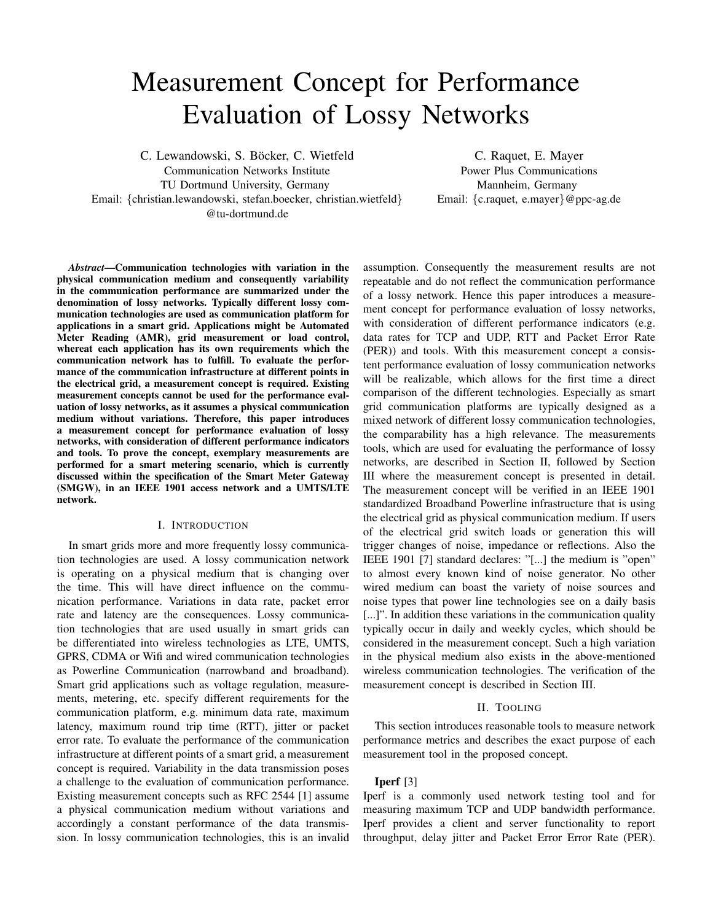# Measurement Concept for Performance Evaluation of Lossy Networks

C. Lewandowski, S. Böcker, C. Wietfeld
Communication Networks Institute
TU Dortmund University, Germany
Email: {christian.lewandowski, stefan.boecker, christian.wietfeld}@tu-dortmund.de

C. Raquet, E. Mayer
Power Plus Communications
Mannheim, Germany
Email: {c.raquet, e.mayer}@ppc-ag.de

***Abstract*—Communication technologies with variation in the physical communication medium and consequently variability in the communication performance are summarized under the denomination of lossy networks. Typically different lossy communication technologies are used as communication platform for applications in a smart grid. Applications might be Automated Meter Reading (AMR), grid measurement or load control, whereat each application has its own requirements which the communication network has to fulfill. To evaluate the performance of the communication infrastructure at different points in the electrical grid, a measurement concept is required. Existing measurement concepts cannot be used for the performance evaluation of lossy networks, as it assumes a physical communication medium without variations. Therefore, this paper introduces a measurement concept for performance evaluation of lossy networks, with consideration of different performance indicators and tools. To prove the concept, exemplary measurements are performed for a smart metering scenario, which is currently discussed within the specification of the Smart Meter Gateway (SMGW), in an IEEE 1901 access network and a UMTS/LTE network.**

## I. Introduction

In smart grids more and more frequently lossy communication technologies are used. A lossy communication network is operating on a physical medium that is changing over the time. This will have direct influence on the communication performance. Variations in data rate, packet error rate and latency are the consequences. Lossy communication technologies that are used usually in smart grids can be differentiated into wireless technologies as LTE, UMTS, GPRS, CDMA or Wifi and wired communication technologies as Powerline Communication (narrowband and broadband). Smart grid applications such as voltage regulation, measurements, metering, etc. specify different requirements for the communication platform, e.g. minimum data rate, maximum latency, maximum round trip time (RTT), jitter or packet error rate. To evaluate the performance of the communication infrastructure at different points of a smart grid, a measurement concept is required. Variability in the data transmission poses a challenge to the evaluation of communication performance. Existing measurement concepts such as RFC 2544 [1] assume a physical communication medium without variations and accordingly a constant performance of the data transmission. In lossy communication technologies, this is an invalid assumption. Consequently the measurement results are not repeatable and do not reflect the communication performance of a lossy network. Hence this paper introduces a measurement concept for performance evaluation of lossy networks, with consideration of different performance indicators (e.g. data rates for TCP and UDP, RTT and Packet Error Rate (PER)) and tools. With this measurement concept a consistent performance evaluation of lossy communication networks will be realizable, which allows for the first time a direct comparison of the different technologies. Especially as smart grid communication platforms are typically designed as a mixed network of different lossy communication technologies, the comparability has a high relevance. The measurements tools, which are used for evaluating the performance of lossy networks, are described in Section II, followed by Section III where the measurement concept is presented in detail. The measurement concept will be verified in an IEEE 1901 standardized Broadband Powerline infrastructure that is using the electrical grid as physical communication medium. If users of the electrical grid switch loads or generation this will trigger changes of noise, impedance or reflections. Also the IEEE 1901 [7] standard declares: "[...] the medium is "open" to almost every known kind of noise generator. No other wired medium can boast the variety of noise sources and noise types that power line technologies see on a daily basis [...]". In addition these variations in the communication quality typically occur in daily and weekly cycles, which should be considered in the measurement concept. Such a high variation in the physical medium also exists in the above-mentioned wireless communication technologies. The verification of the measurement concept is described in Section III.

## II. Tooling

This section introduces reasonable tools to measure network performance metrics and describes the exact purpose of each measurement tool in the proposed concept.

**Iperf** [3]
Iperf is a commonly used network testing tool and for measuring maximum TCP and UDP bandwidth performance. Iperf provides a client and server functionality to report throughput, delay jitter and Packet Error Error Rate (PER).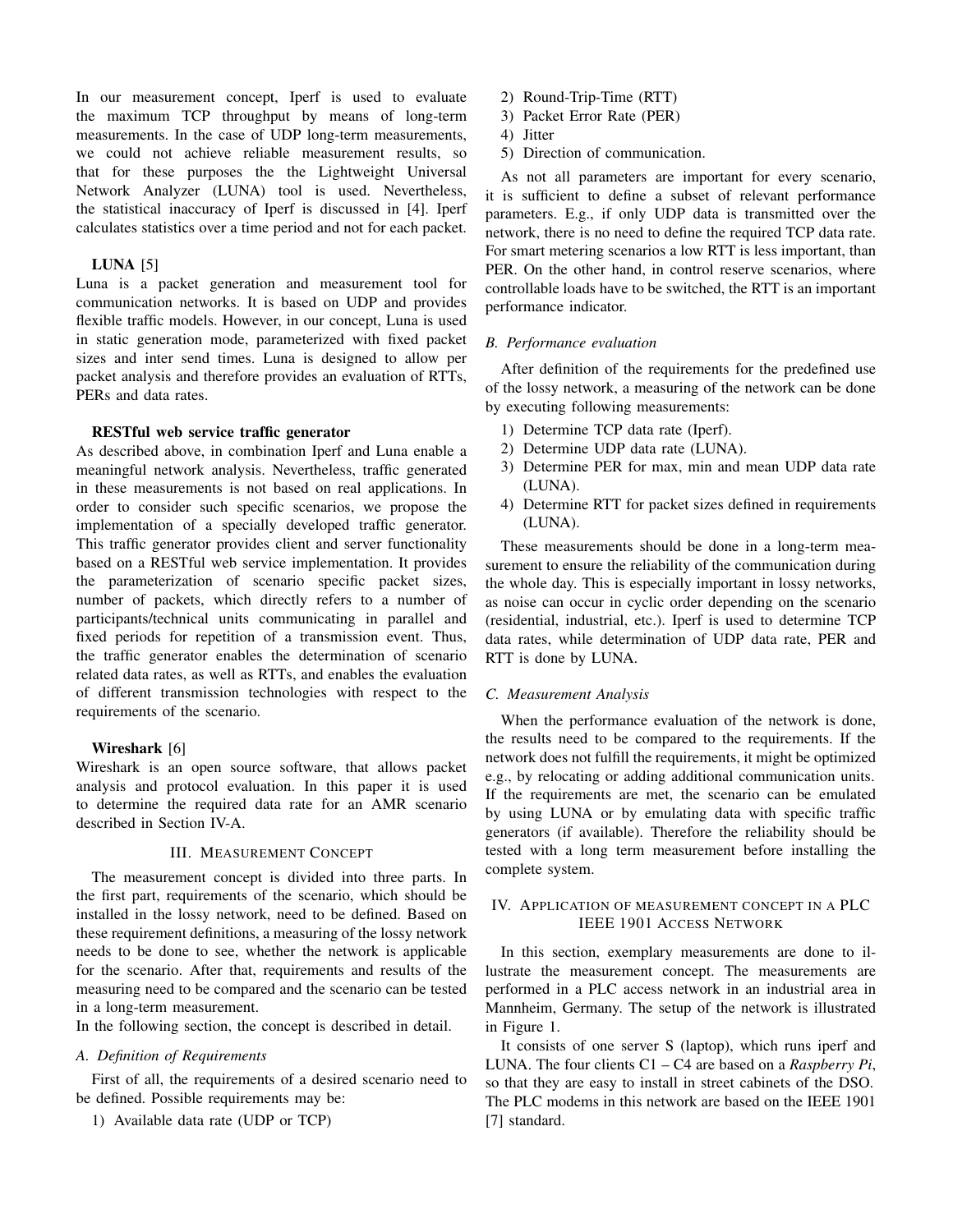In our measurement concept, Iperf is used to evaluate the maximum TCP throughput by means of long-term measurements. In the case of UDP long-term measurements, we could not achieve reliable measurement results, so that for these purposes the the Lightweight Universal Network Analyzer (LUNA) tool is used. Nevertheless, the statistical inaccuracy of Iperf is discussed in [4]. Iperf calculates statistics over a time period and not for each packet.

**LUNA** [5]
Luna is a packet generation and measurement tool for communication networks. It is based on UDP and provides flexible traffic models. However, in our concept, Luna is used in static generation mode, parameterized with fixed packet sizes and inter send times. Luna is designed to allow per packet analysis and therefore provides an evaluation of RTTs, PERs and data rates.

**RESTful web service traffic generator**
As described above, in combination Iperf and Luna enable a meaningful network analysis. Nevertheless, traffic generated in these measurements is not based on real applications. In order to consider such specific scenarios, we propose the implementation of a specially developed traffic generator. This traffic generator provides client and server functionality based on a RESTful web service implementation. It provides the parameterization of scenario specific packet sizes, number of packets, which directly refers to a number of participants/technical units communicating in parallel and fixed periods for repetition of a transmission event. Thus, the traffic generator enables the determination of scenario related data rates, as well as RTTs, and enables the evaluation of different transmission technologies with respect to the requirements of the scenario.

**Wireshark** [6]
Wireshark is an open source software, that allows packet analysis and protocol evaluation. In this paper it is used to determine the required data rate for an AMR scenario described in Section IV-A.

## III. Measurement Concept

The measurement concept is divided into three parts. In the first part, requirements of the scenario, which should be installed in the lossy network, need to be defined. Based on these requirement definitions, a measuring of the lossy network needs to be done to see, whether the network is applicable for the scenario. After that, requirements and results of the measuring need to be compared and the scenario can be tested in a long-term measurement.
In the following section, the concept is described in detail.

### *A. Definition of Requirements*

First of all, the requirements of a desired scenario need to be defined. Possible requirements may be:

1) Available data rate (UDP or TCP)
2) Round-Trip-Time (RTT)
3) Packet Error Rate (PER)
4) Jitter
5) Direction of communication.

As not all parameters are important for every scenario, it is sufficient to define a subset of relevant performance parameters. E.g., if only UDP data is transmitted over the network, there is no need to define the required TCP data rate. For smart metering scenarios a low RTT is less important, than PER. On the other hand, in control reserve scenarios, where controllable loads have to be switched, the RTT is an important performance indicator.

### *B. Performance evaluation*

After definition of the requirements for the predefined use of the lossy network, a measuring of the network can be done by executing following measurements:

1) Determine TCP data rate (Iperf).
2) Determine UDP data rate (LUNA).
3) Determine PER for max, min and mean UDP data rate (LUNA).
4) Determine RTT for packet sizes defined in requirements (LUNA).

These measurements should be done in a long-term measurement to ensure the reliability of the communication during the whole day. This is especially important in lossy networks, as noise can occur in cyclic order depending on the scenario (residential, industrial, etc.). Iperf is used to determine TCP data rates, while determination of UDP data rate, PER and RTT is done by LUNA.

### *C. Measurement Analysis*

When the performance evaluation of the network is done, the results need to be compared to the requirements. If the network does not fulfill the requirements, it might be optimized e.g., by relocating or adding additional communication units. If the requirements are met, the scenario can be emulated by using LUNA or by emulating data with specific traffic generators (if available). Therefore the reliability should be tested with a long term measurement before installing the complete system.

## IV. Application of measurement concept in a PLC IEEE 1901 Access Network

In this section, exemplary measurements are done to illustrate the measurement concept. The measurements are performed in a PLC access network in an industrial area in Mannheim, Germany. The setup of the network is illustrated in Figure 1.

It consists of one server S (laptop), which runs iperf and LUNA. The four clients C1 – C4 are based on a *Raspberry Pi*, so that they are easy to install in street cabinets of the DSO. The PLC modems in this network are based on the IEEE 1901 [7] standard.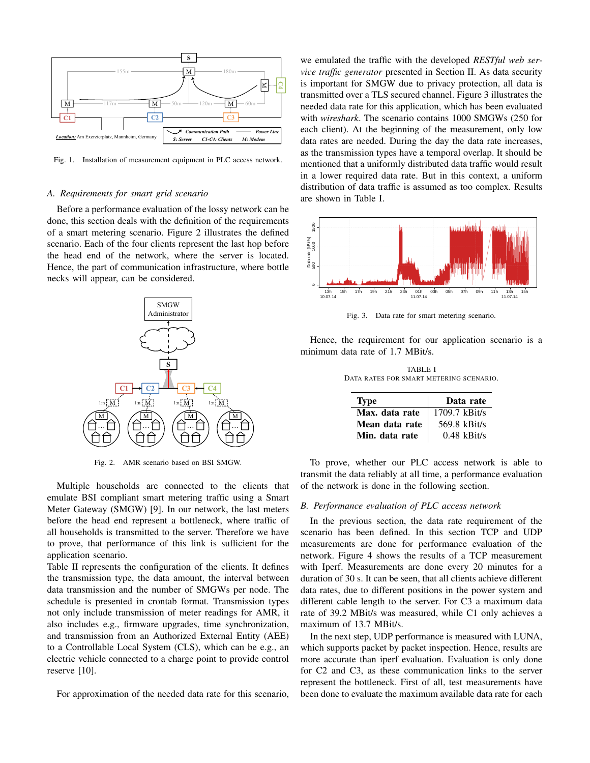Fig. 1. Installation of measurement equipment in PLC access network.

### A. Requirements for smart grid scenario

Before a performance evaluation of the lossy network can be done, this section deals with the definition of the requirements of a smart metering scenario. Figure 2 illustrates the defined scenario. Each of the four clients represent the last hop before the head end of the network, where the server is located. Hence, the part of communication infrastructure, where bottle necks will appear, can be considered.

Fig. 2. AMR scenario based on BSI SMGW.

Multiple households are connected to the clients that emulate BSI compliant smart metering traffic using a Smart Meter Gateway (SMGW) [9]. In our network, the last meters before the head end represent a bottleneck, where traffic of all households is transmitted to the server. Therefore we have to prove, that performance of this link is sufficient for the application scenario.
Table II represents the configuration of the clients. It defines the transmission type, the data amount, the interval between data transmission and the number of SMGWs per node. The schedule is presented in crontab format. Transmission types not only include transmission of meter readings for AMR, it also includes e.g., firmware upgrades, time synchronization, and transmission from an Authorized External Entity (AEE) to a Controllable Local System (CLS), which can be e.g., an electric vehicle connected to a charge point to provide control reserve [10].

For approximation of the needed data rate for this scenario, we emulated the traffic with the developed *RESTful web service traffic generator* presented in Section II. As data security is important for SMGW due to privacy protection, all data is transmitted over a TLS secured channel. Figure 3 illustrates the needed data rate for this application, which has been evaluated with *wireshark*. The scenario contains 1000 SMGWs (250 for each client). At the beginning of the measurement, only low data rates are needed. During the day the data rate increases, as the transmission types have a temporal overlap. It should be mentioned that a uniformly distributed data traffic would result in a lower required data rate. But in this context, a uniform distribution of data traffic is assumed as too complex. Results are shown in Table I.

Fig. 3. Data rate for smart metering scenario.

Hence, the requirement for our application scenario is a minimum data rate of 1.7 MBit/s.

TABLE I
DATA RATES FOR SMART METERING SCENARIO.

| Type | Data rate |
|---|---|
| Max. data rate | 1709.7 kBit/s |
| Mean data rate | 569.8 kBit/s |
| Min. data rate | 0.48 kBit/s |

To prove, whether our PLC access network is able to transmit the data reliably at all time, a performance evaluation of the network is done in the following section.

### B. Performance evaluation of PLC access network

In the previous section, the data rate requirement of the scenario has been defined. In this section TCP and UDP measurements are done for performance evaluation of the network. Figure 4 shows the results of a TCP measurement with Iperf. Measurements are done every 20 minutes for a duration of 30 s. It can be seen, that all clients achieve different data rates, due to different positions in the power system and different cable length to the server. For C3 a maximum data rate of 39.2 MBit/s was measured, while C1 only achieves a maximum of 13.7 MBit/s.

In the next step, UDP performance is measured with LUNA, which supports packet by packet inspection. Hence, results are more accurate than iperf evaluation. Evaluation is only done for C2 and C3, as these communication links to the server represent the bottleneck. First of all, test measurements have been done to evaluate the maximum available data rate for each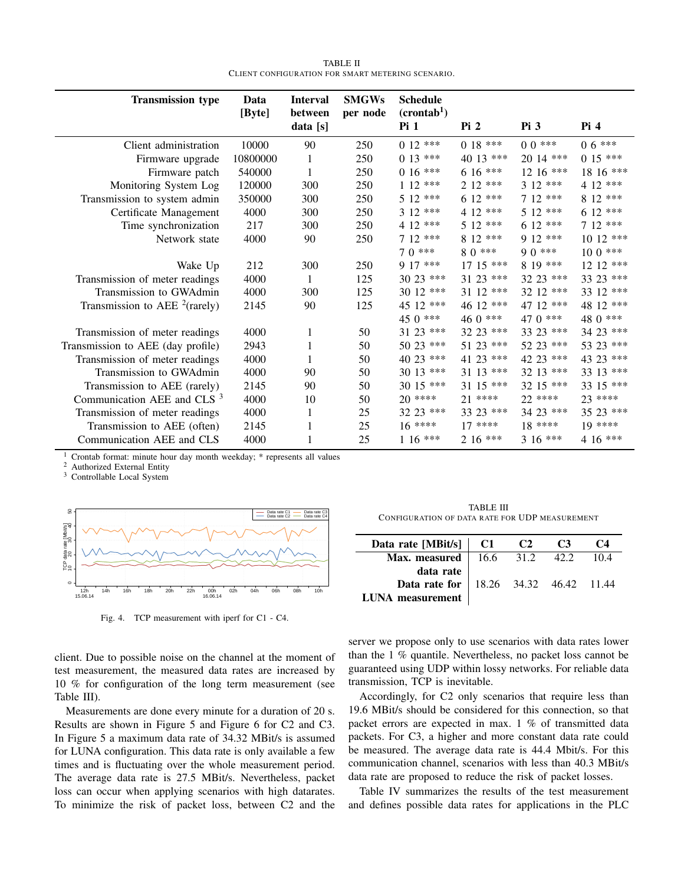TABLE II
CLIENT CONFIGURATION FOR SMART METERING SCENARIO.

| Transmission type | Data [Byte] | Interval between data [s] | SMGWs per node | Schedule (crontab[1]) Pi 1 | Pi 2 | Pi 3 | Pi 4 |
|---|---|---|---|---|---|---|---|
| Client administration | 10000 | 90 | 250 | 0 12 *** | 0 18 *** | 0 0 *** | 0 6 *** |
| Firmware upgrade | 10800000 | 1 | 250 | 0 13 *** | 40 13 *** | 20 14 *** | 0 15 *** |
| Firmware patch | 540000 | 1 | 250 | 0 16 *** | 6 16 *** | 12 16 *** | 18 16 *** |
| Monitoring System Log | 120000 | 300 | 250 | 1 12 *** | 2 12 *** | 3 12 *** | 4 12 *** |
| Transmission to system admin | 350000 | 300 | 250 | 5 12 *** | 6 12 *** | 7 12 *** | 8 12 *** |
| Certificate Management | 4000 | 300 | 250 | 3 12 *** | 4 12 *** | 5 12 *** | 6 12 *** |
| Time synchronization | 217 | 300 | 250 | 4 12 *** | 5 12 *** | 6 12 *** | 7 12 *** |
| Network state | 4000 | 90 | 250 | 7 12 *** | 8 12 *** | 9 12 *** | 10 12 *** |
| | | | | 7 0 *** | 8 0 *** | 9 0 *** | 10 0 *** |
| Wake Up | 212 | 300 | 250 | 9 17 *** | 17 15 *** | 8 19 *** | 12 12 *** |
| Transmission of meter readings | 4000 | 1 | 125 | 30 23 *** | 31 23 *** | 32 23 *** | 33 23 *** |
| Transmission to GWAdmin | 4000 | 300 | 125 | 30 12 *** | 31 12 *** | 32 12 *** | 33 12 *** |
| Transmission to AEE [2](rarely) | 2145 | 90 | 125 | 45 12 *** | 46 12 *** | 47 12 *** | 48 12 *** |
| | | | | 45 0 *** | 46 0 *** | 47 0 *** | 48 0 *** |
| Transmission of meter readings | 4000 | 1 | 50 | 31 23 *** | 32 23 *** | 33 23 *** | 34 23 *** |
| Transmission to AEE (day profile) | 2943 | 1 | 50 | 50 23 *** | 51 23 *** | 52 23 *** | 53 23 *** |
| Transmission of meter readings | 4000 | 1 | 50 | 40 23 *** | 41 23 *** | 42 23 *** | 43 23 *** |
| Transmission to GWAdmin | 4000 | 90 | 50 | 30 13 *** | 31 13 *** | 32 13 *** | 33 13 *** |
| Transmission to AEE (rarely) | 2145 | 90 | 50 | 30 15 *** | 31 15 *** | 32 15 *** | 33 15 *** |
| Communication AEE and CLS [3] | 4000 | 10 | 50 | 20 **** | 21 **** | 22 **** | 23 **** |
| Transmission of meter readings | 4000 | 1 | 25 | 32 23 *** | 33 23 *** | 34 23 *** | 35 23 *** |
| Transmission to AEE (often) | 2145 | 1 | 25 | 16 **** | 17 **** | 18 **** | 19 **** |
| Communication AEE and CLS | 4000 | 1 | 25 | 1 16 *** | 2 16 *** | 3 16 *** | 4 16 *** |

[1] Crontab format: minute hour day month weekday; * represents all values
[2] Authorized External Entity
[3] Controllable Local System

Fig. 4. TCP measurement with iperf for C1 - C4.

TABLE III
CONFIGURATION OF DATA RATE FOR UDP MEASUREMENT

| Data rate [MBit/s] | C1 | C2 | C3 | C4 |
|---|---|---|---|---|
| Max. measured data rate | 16.6 | 31.2 | 42.2 | 10.4 |
| Data rate for LUNA measurement | 18.26 | 34.32 | 46.42 | 11.44 |

client. Due to possible noise on the channel at the moment of test measurement, the measured data rates are increased by 10 % for configuration of the long term measurement (see Table III).

Measurements are done every minute for a duration of 20 s. Results are shown in Figure 5 and Figure 6 for C2 and C3. In Figure 5 a maximum data rate of 34.32 MBit/s is assumed for LUNA configuration. This data rate is only available a few times and is fluctuating over the whole measurement period. The average data rate is 27.5 MBit/s. Nevertheless, packet loss can occur when applying scenarios with high datarates. To minimize the risk of packet loss, between C2 and the server we propose only to use scenarios with data rates lower than the 1 % quantile. Nevertheless, no packet loss cannot be guaranteed using UDP within lossy networks. For reliable data transmission, TCP is inevitable.

Accordingly, for C2 only scenarios that require less than 19.6 MBit/s should be considered for this connection, so that packet errors are expected in max. 1 % of transmitted data packets. For C3, a higher and more constant data rate could be measured. The average data rate is 44.4 Mbit/s. For this communication channel, scenarios with less than 40.3 MBit/s data rate are proposed to reduce the risk of packet losses.

Table IV summarizes the results of the test measurement and defines possible data rates for applications in the PLC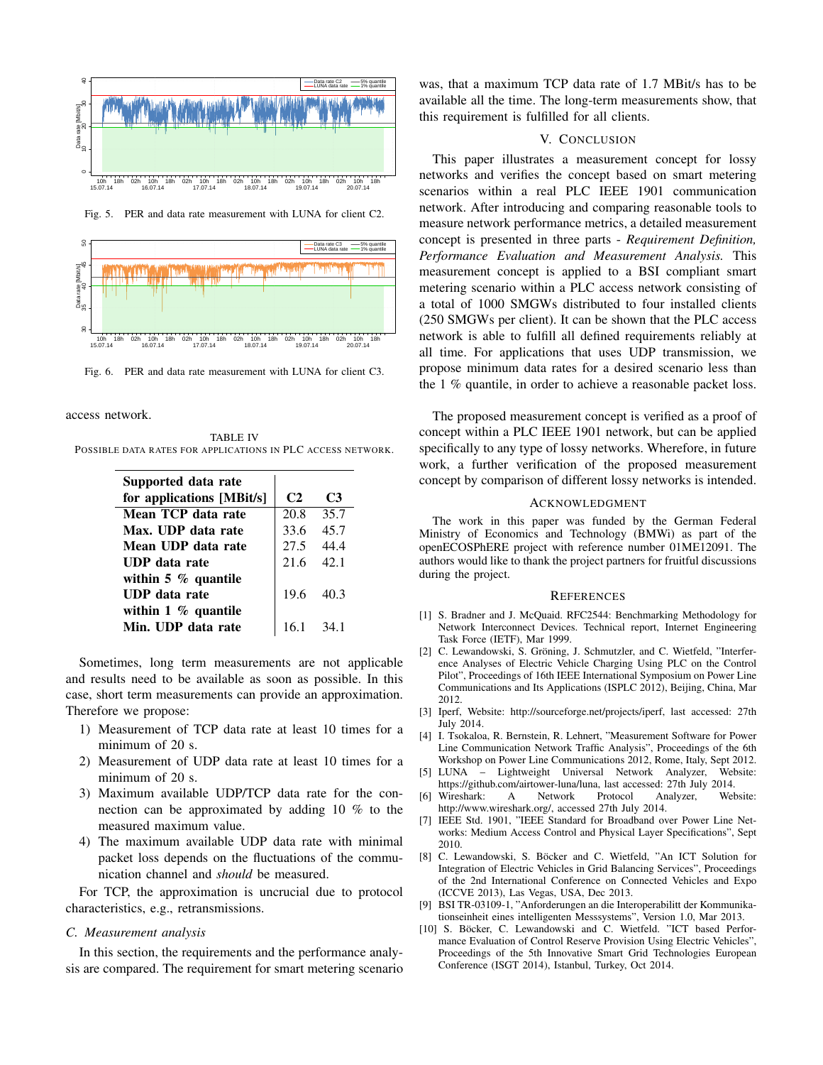40
30
20
10
0
Data rate [MBit/s]
Data rate C2
LUNA data rate
5% quantile
1% quantile
10h 18h 02h 10h 18h 02h 10h 18h 02h 10h 18h 02h 10h 18h 02h 10h 18h
15.07.14 16.07.14 17.07.14 18.07.14 19.07.14 20.07.14

Fig. 5. PER and data rate measurement with LUNA for client C2.

50
45
40
35
30
Data rate [MBit/s]
Data rate C3
LUNA data rate
5% quantile
1% quantile
10h 18h 02h 10h 18h 02h 10h 18h 02h 10h 18h 02h 10h 18h 02h 10h 18h
15.07.14 16.07.14 17.07.14 18.07.14 19.07.14 20.07.14

Fig. 6. PER and data rate measurement with LUNA for client C3.

access network.

TABLE IV
POSSIBLE DATA RATES FOR APPLICATIONS IN PLC ACCESS NETWORK.

| Supported data rate for applications [MBit/s] | C2 | C3 |
|---|---|---|
| **Mean TCP data rate** | 20.8 | 35.7 |
| **Max. UDP data rate** | 33.6 | 45.7 |
| **Mean UDP data rate** | 27.5 | 44.4 |
| **UDP data rate within 5 % quantile** | 21.6 | 42.1 |
| **UDP data rate within 1 % quantile** | 19.6 | 40.3 |
| **Min. UDP data rate** | 16.1 | 34.1 |

Sometimes, long term measurements are not applicable and results need to be available as soon as possible. In this case, short term measurements can provide an approximation. Therefore we propose:

1) Measurement of TCP data rate at least 10 times for a minimum of 20 s.
2) Measurement of UDP data rate at least 10 times for a minimum of 20 s.
3) Maximum available UDP/TCP data rate for the connection can be approximated by adding 10 % to the measured maximum value.
4) The maximum available UDP data rate with minimal packet loss depends on the fluctuations of the communication channel and *should* be measured.

For TCP, the approximation is uncrucial due to protocol characteristics, e.g., retransmissions.

### C. Measurement analysis

In this section, the requirements and the performance analysis are compared. The requirement for smart metering scenario was, that a maximum TCP data rate of 1.7 MBit/s has to be available all the time. The long-term measurements show, that this requirement is fulfilled for all clients.

## V. Conclusion

This paper illustrates a measurement concept for lossy networks and verifies the concept based on smart metering scenarios within a real PLC IEEE 1901 communication network. After introducing and comparing reasonable tools to measure network performance metrics, a detailed measurement concept is presented in three parts - *Requirement Definition, Performance Evaluation and Measurement Analysis.* This measurement concept is applied to a BSI compliant smart metering scenario within a PLC access network consisting of a total of 1000 SMGWs distributed to four installed clients (250 SMGWs per client). It can be shown that the PLC access network is able to fulfill all defined requirements reliably at all time. For applications that uses UDP transmission, we propose minimum data rates for a desired scenario less than the 1 % quantile, in order to achieve a reasonable packet loss.

The proposed measurement concept is verified as a proof of concept within a PLC IEEE 1901 network, but can be applied specifically to any type of lossy networks. Wherefore, in future work, a further verification of the proposed measurement concept by comparison of different lossy networks is intended.

## Acknowledgment

The work in this paper was funded by the German Federal Ministry of Economics and Technology (BMWi) as part of the openECOSPhERE project with reference number 01ME12091. The authors would like to thank the project partners for fruitful discussions during the project.

## References

[1] S. Bradner and J. McQuaid. RFC2544: Benchmarking Methodology for Network Interconnect Devices. Technical report, Internet Engineering Task Force (IETF), Mar 1999.

[2] C. Lewandowski, S. Gröning, J. Schmutzler, and C. Wietfeld, "Interference Analyses of Electric Vehicle Charging Using PLC on the Control Pilot", Proceedings of 16th IEEE International Symposium on Power Line Communications and Its Applications (ISPLC 2012), Beijing, China, Mar 2012.

[3] Iperf, Website: http://sourceforge.net/projects/iperf, last accessed: 27th July 2014.

[4] I. Tsokaloa, R. Bernstein, R. Lehnert, "Measurement Software for Power Line Communication Network Traffic Analysis", Proceedings of the 6th Workshop on Power Line Communications 2012, Rome, Italy, Sept 2012.

[5] LUNA – Lightweight Universal Network Analyzer, Website: https://github.com/airtower-luna/luna, last accessed: 27th July 2014.

[6] Wireshark: A Network Protocol Analyzer, Website: http://www.wireshark.org/, accessed 27th July 2014.

[7] IEEE Std. 1901, "IEEE Standard for Broadband over Power Line Networks: Medium Access Control and Physical Layer Specifications", Sept 2010.

[8] C. Lewandowski, S. Böcker and C. Wietfeld, "An ICT Solution for Integration of Electric Vehicles in Grid Balancing Services", Proceedings of the 2nd International Conference on Connected Vehicles and Expo (ICCVE 2013), Las Vegas, USA, Dec 2013.

[9] BSI TR-03109-1, "Anforderungen an die Interoperabilitt der Kommunikationseinheit eines intelligenten Messsystems", Version 1.0, Mar 2013.

[10] S. Böcker, C. Lewandowski and C. Wietfeld. "ICT based Performance Evaluation of Control Reserve Provision Using Electric Vehicles", Proceedings of the 5th Innovative Smart Grid Technologies European Conference (ISGT 2014), Istanbul, Turkey, Oct 2014.